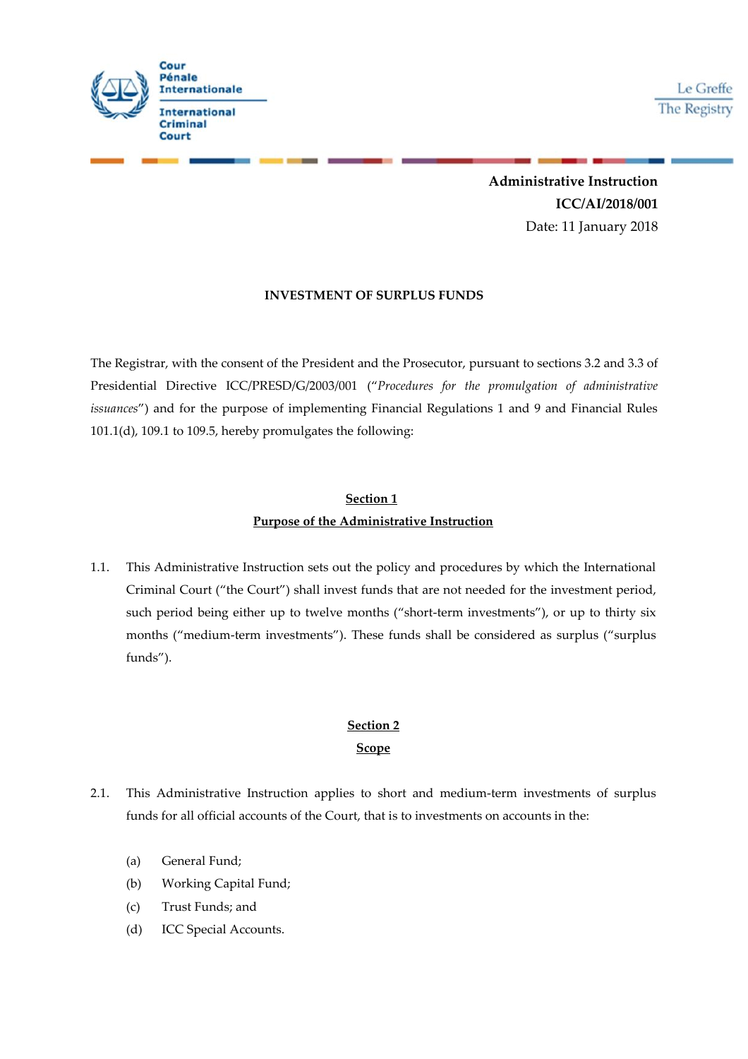Cour Pénale Internationale

International Criminal Court

Le Greffe
The Registry

**Administrative Instruction**
**ICC/AI/2018/001**
Date: 11 January 2018

**INVESTMENT OF SURPLUS FUNDS**

The Registrar, with the consent of the President and the Prosecutor, pursuant to sections 3.2 and 3.3 of Presidential Directive ICC/PRESD/G/2003/001 ("*Procedures for the promulgation of administrative issuances*") and for the purpose of implementing Financial Regulations 1 and 9 and Financial Rules 101.1(d), 109.1 to 109.5, hereby promulgates the following:

## Section 1
## Purpose of the Administrative Instruction

1.1. This Administrative Instruction sets out the policy and procedures by which the International Criminal Court ("the Court") shall invest funds that are not needed for the investment period, such period being either up to twelve months ("short-term investments"), or up to thirty six months ("medium-term investments"). These funds shall be considered as surplus ("surplus funds").

## Section 2
## Scope

2.1. This Administrative Instruction applies to short and medium-term investments of surplus funds for all official accounts of the Court, that is to investments on accounts in the:

(a) General Fund;
(b) Working Capital Fund;
(c) Trust Funds; and
(d) ICC Special Accounts.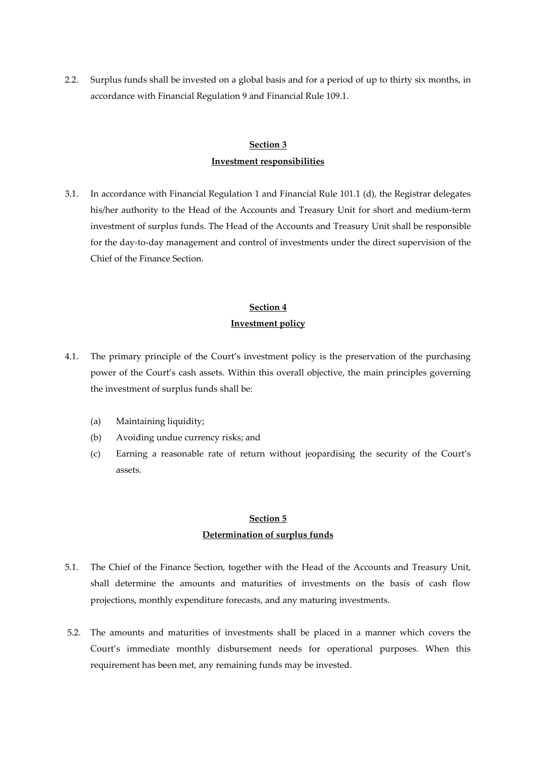2.2. Surplus funds shall be invested on a global basis and for a period of up to thirty six months, in accordance with Financial Regulation 9 and Financial Rule 109.1.

## Section 3
## Investment responsibilities

3.1. In accordance with Financial Regulation 1 and Financial Rule 101.1 (d), the Registrar delegates his/her authority to the Head of the Accounts and Treasury Unit for short and medium-term investment of surplus funds. The Head of the Accounts and Treasury Unit shall be responsible for the day-to-day management and control of investments under the direct supervision of the Chief of the Finance Section.

## Section 4
## Investment policy

4.1. The primary principle of the Court's investment policy is the preservation of the purchasing power of the Court's cash assets. Within this overall objective, the main principles governing the investment of surplus funds shall be:

(a) Maintaining liquidity;

(b) Avoiding undue currency risks; and

(c) Earning a reasonable rate of return without jeopardising the security of the Court's assets.

## Section 5
## Determination of surplus funds

5.1. The Chief of the Finance Section, together with the Head of the Accounts and Treasury Unit, shall determine the amounts and maturities of investments on the basis of cash flow projections, monthly expenditure forecasts, and any maturing investments.

5.2. The amounts and maturities of investments shall be placed in a manner which covers the Court's immediate monthly disbursement needs for operational purposes. When this requirement has been met, any remaining funds may be invested.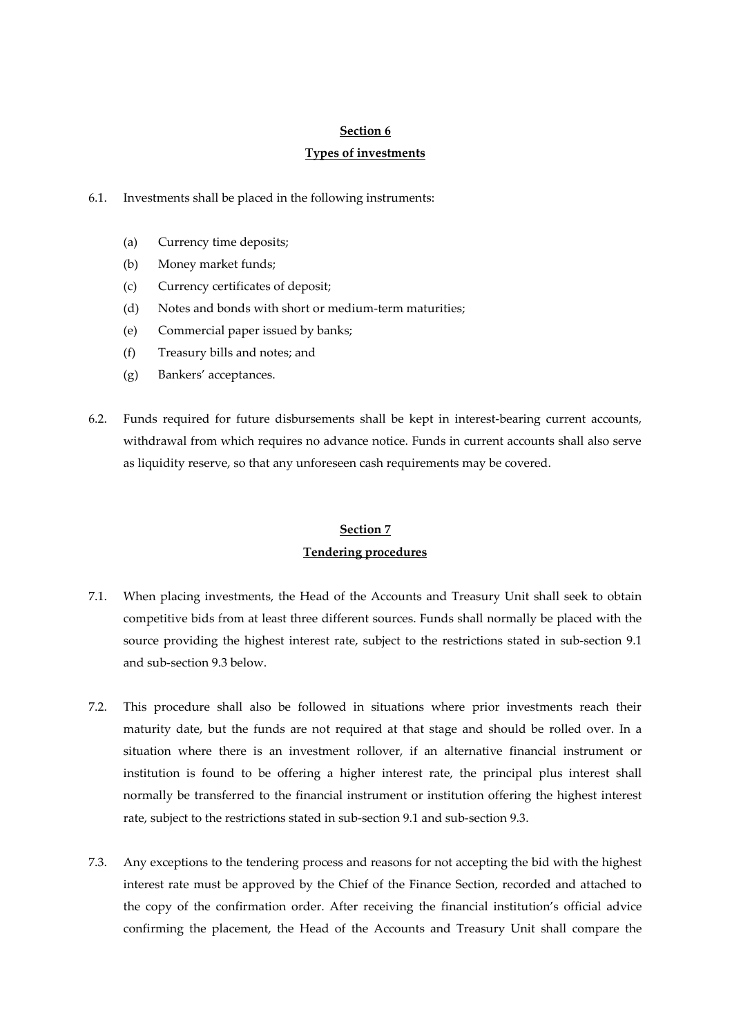## Section 6

## Types of investments

6.1. Investments shall be placed in the following instruments:

(a) Currency time deposits;

(b) Money market funds;

(c) Currency certificates of deposit;

(d) Notes and bonds with short or medium-term maturities;

(e) Commercial paper issued by banks;

(f) Treasury bills and notes; and

(g) Bankers' acceptances.

6.2. Funds required for future disbursements shall be kept in interest-bearing current accounts, withdrawal from which requires no advance notice. Funds in current accounts shall also serve as liquidity reserve, so that any unforeseen cash requirements may be covered.

## Section 7

## Tendering procedures

7.1. When placing investments, the Head of the Accounts and Treasury Unit shall seek to obtain competitive bids from at least three different sources. Funds shall normally be placed with the source providing the highest interest rate, subject to the restrictions stated in sub-section 9.1 and sub-section 9.3 below.

7.2. This procedure shall also be followed in situations where prior investments reach their maturity date, but the funds are not required at that stage and should be rolled over. In a situation where there is an investment rollover, if an alternative financial instrument or institution is found to be offering a higher interest rate, the principal plus interest shall normally be transferred to the financial instrument or institution offering the highest interest rate, subject to the restrictions stated in sub-section 9.1 and sub-section 9.3.

7.3. Any exceptions to the tendering process and reasons for not accepting the bid with the highest interest rate must be approved by the Chief of the Finance Section, recorded and attached to the copy of the confirmation order. After receiving the financial institution's official advice confirming the placement, the Head of the Accounts and Treasury Unit shall compare the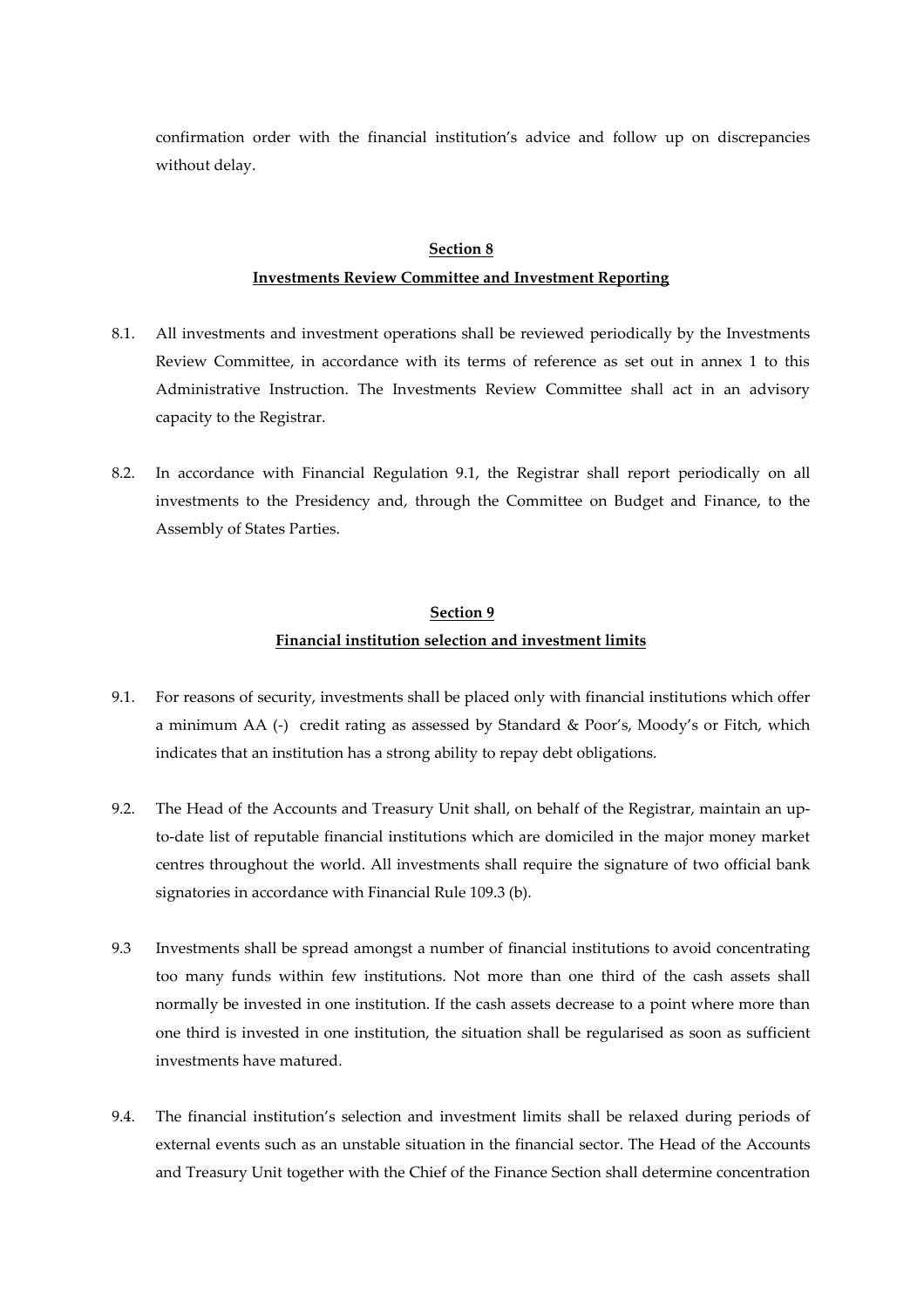confirmation order with the financial institution's advice and follow up on discrepancies without delay.

## Section 8
## Investments Review Committee and Investment Reporting

8.1. All investments and investment operations shall be reviewed periodically by the Investments Review Committee, in accordance with its terms of reference as set out in annex 1 to this Administrative Instruction. The Investments Review Committee shall act in an advisory capacity to the Registrar.

8.2. In accordance with Financial Regulation 9.1, the Registrar shall report periodically on all investments to the Presidency and, through the Committee on Budget and Finance, to the Assembly of States Parties.

## Section 9
## Financial institution selection and investment limits

9.1. For reasons of security, investments shall be placed only with financial institutions which offer a minimum AA (-) credit rating as assessed by Standard & Poor's, Moody's or Fitch, which indicates that an institution has a strong ability to repay debt obligations.

9.2. The Head of the Accounts and Treasury Unit shall, on behalf of the Registrar, maintain an up-to-date list of reputable financial institutions which are domiciled in the major money market centres throughout the world. All investments shall require the signature of two official bank signatories in accordance with Financial Rule 109.3 (b).

9.3 Investments shall be spread amongst a number of financial institutions to avoid concentrating too many funds within few institutions. Not more than one third of the cash assets shall normally be invested in one institution. If the cash assets decrease to a point where more than one third is invested in one institution, the situation shall be regularised as soon as sufficient investments have matured.

9.4. The financial institution's selection and investment limits shall be relaxed during periods of external events such as an unstable situation in the financial sector. The Head of the Accounts and Treasury Unit together with the Chief of the Finance Section shall determine concentration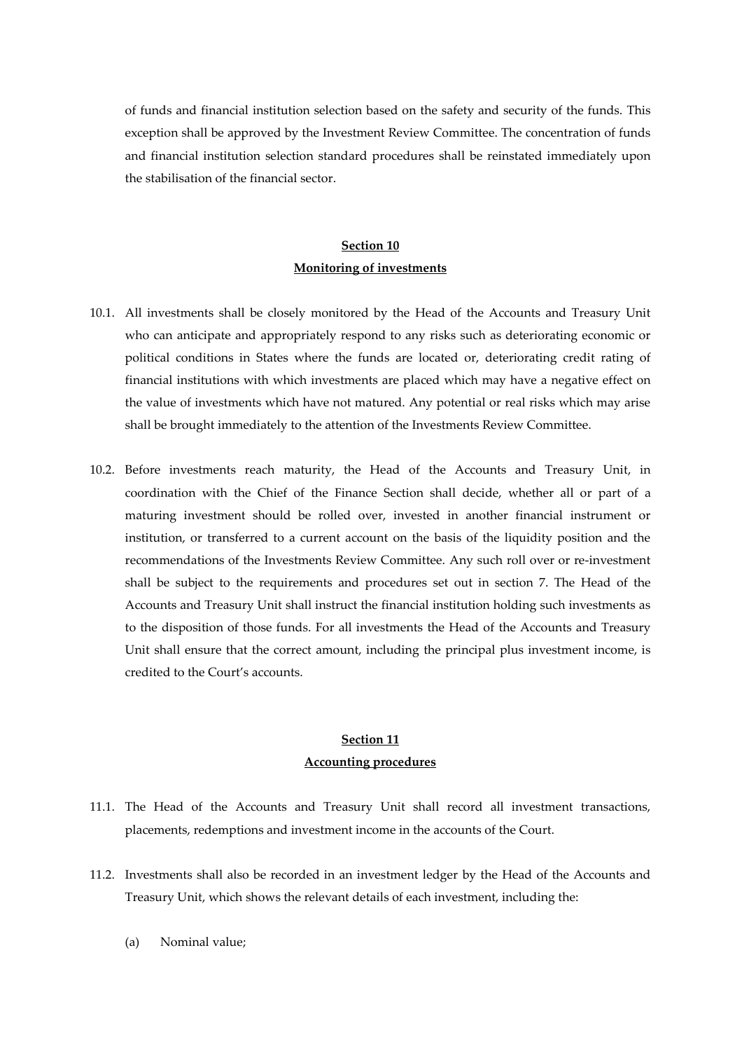of funds and financial institution selection based on the safety and security of the funds. This exception shall be approved by the Investment Review Committee. The concentration of funds and financial institution selection standard procedures shall be reinstated immediately upon the stabilisation of the financial sector.

## Section 10
## Monitoring of investments

10.1. All investments shall be closely monitored by the Head of the Accounts and Treasury Unit who can anticipate and appropriately respond to any risks such as deteriorating economic or political conditions in States where the funds are located or, deteriorating credit rating of financial institutions with which investments are placed which may have a negative effect on the value of investments which have not matured. Any potential or real risks which may arise shall be brought immediately to the attention of the Investments Review Committee.

10.2. Before investments reach maturity, the Head of the Accounts and Treasury Unit, in coordination with the Chief of the Finance Section shall decide, whether all or part of a maturing investment should be rolled over, invested in another financial instrument or institution, or transferred to a current account on the basis of the liquidity position and the recommendations of the Investments Review Committee. Any such roll over or re-investment shall be subject to the requirements and procedures set out in section 7. The Head of the Accounts and Treasury Unit shall instruct the financial institution holding such investments as to the disposition of those funds. For all investments the Head of the Accounts and Treasury Unit shall ensure that the correct amount, including the principal plus investment income, is credited to the Court's accounts.

## Section 11
## Accounting procedures

11.1. The Head of the Accounts and Treasury Unit shall record all investment transactions, placements, redemptions and investment income in the accounts of the Court.

11.2. Investments shall also be recorded in an investment ledger by the Head of the Accounts and Treasury Unit, which shows the relevant details of each investment, including the:

(a) Nominal value;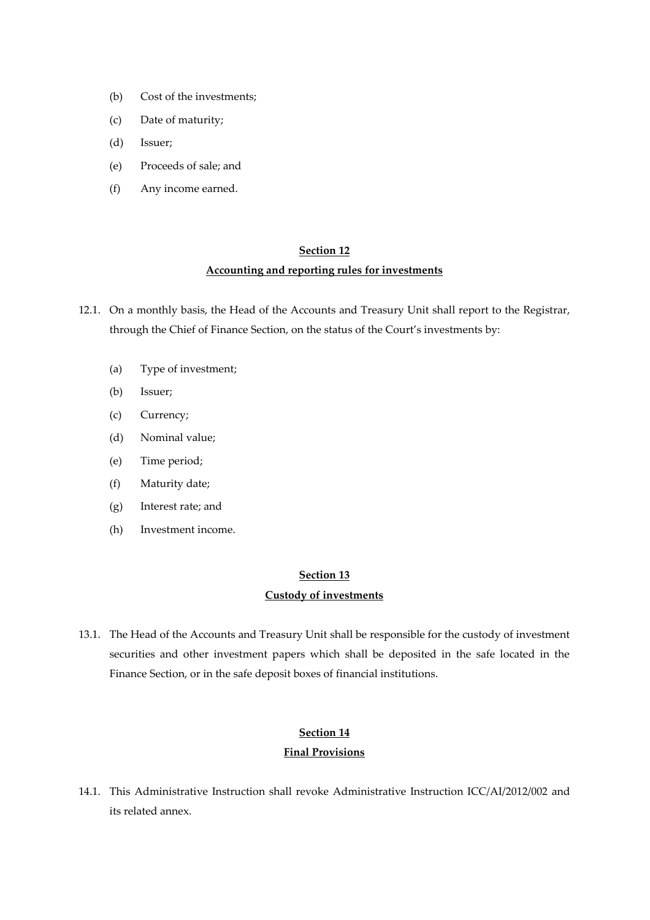(b) Cost of the investments;

(c) Date of maturity;

(d) Issuer;

(e) Proceeds of sale; and

(f) Any income earned.

## Section 12
## Accounting and reporting rules for investments

12.1. On a monthly basis, the Head of the Accounts and Treasury Unit shall report to the Registrar, through the Chief of Finance Section, on the status of the Court's investments by:

(a) Type of investment;

(b) Issuer;

(c) Currency;

(d) Nominal value;

(e) Time period;

(f) Maturity date;

(g) Interest rate; and

(h) Investment income.

## Section 13
## Custody of investments

13.1. The Head of the Accounts and Treasury Unit shall be responsible for the custody of investment securities and other investment papers which shall be deposited in the safe located in the Finance Section, or in the safe deposit boxes of financial institutions.

## Section 14
## Final Provisions

14.1. This Administrative Instruction shall revoke Administrative Instruction ICC/AI/2012/002 and its related annex.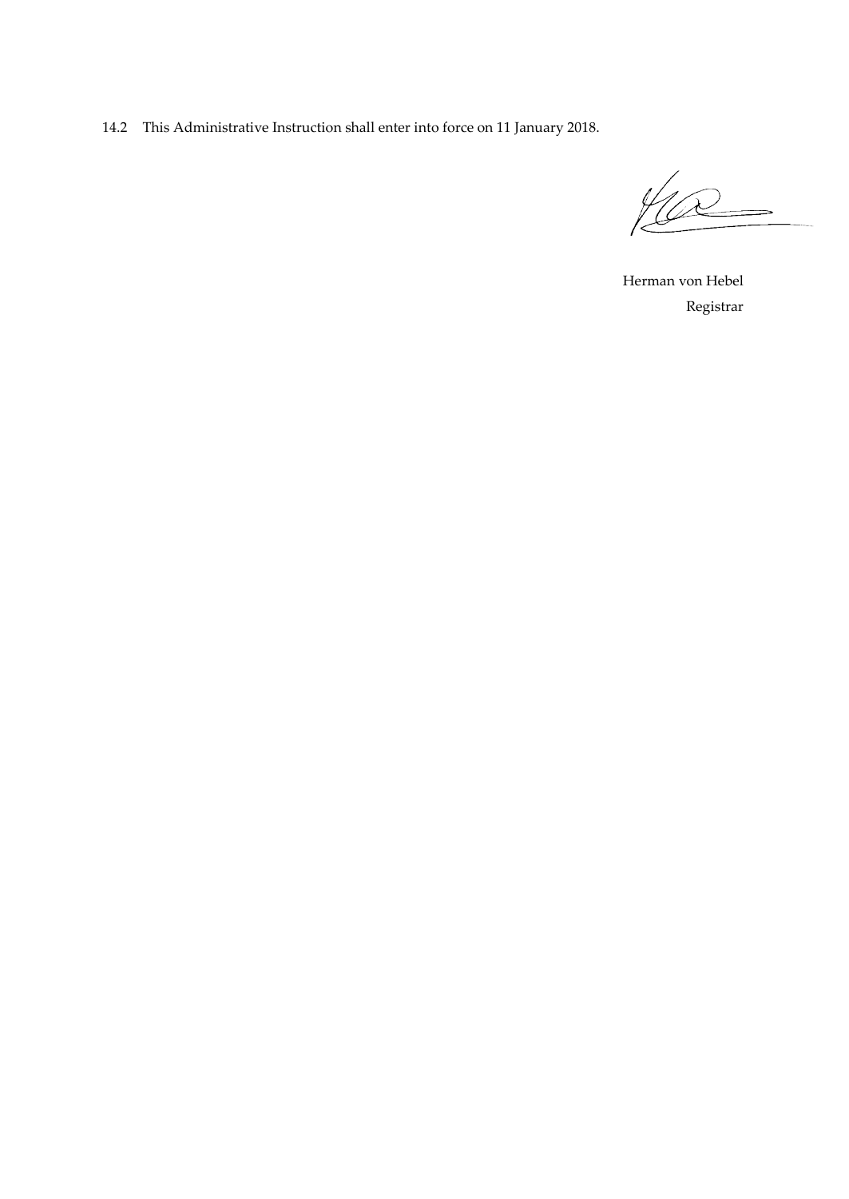14.2 This Administrative Instruction shall enter into force on 11 January 2018.

Herman von Hebel

Registrar